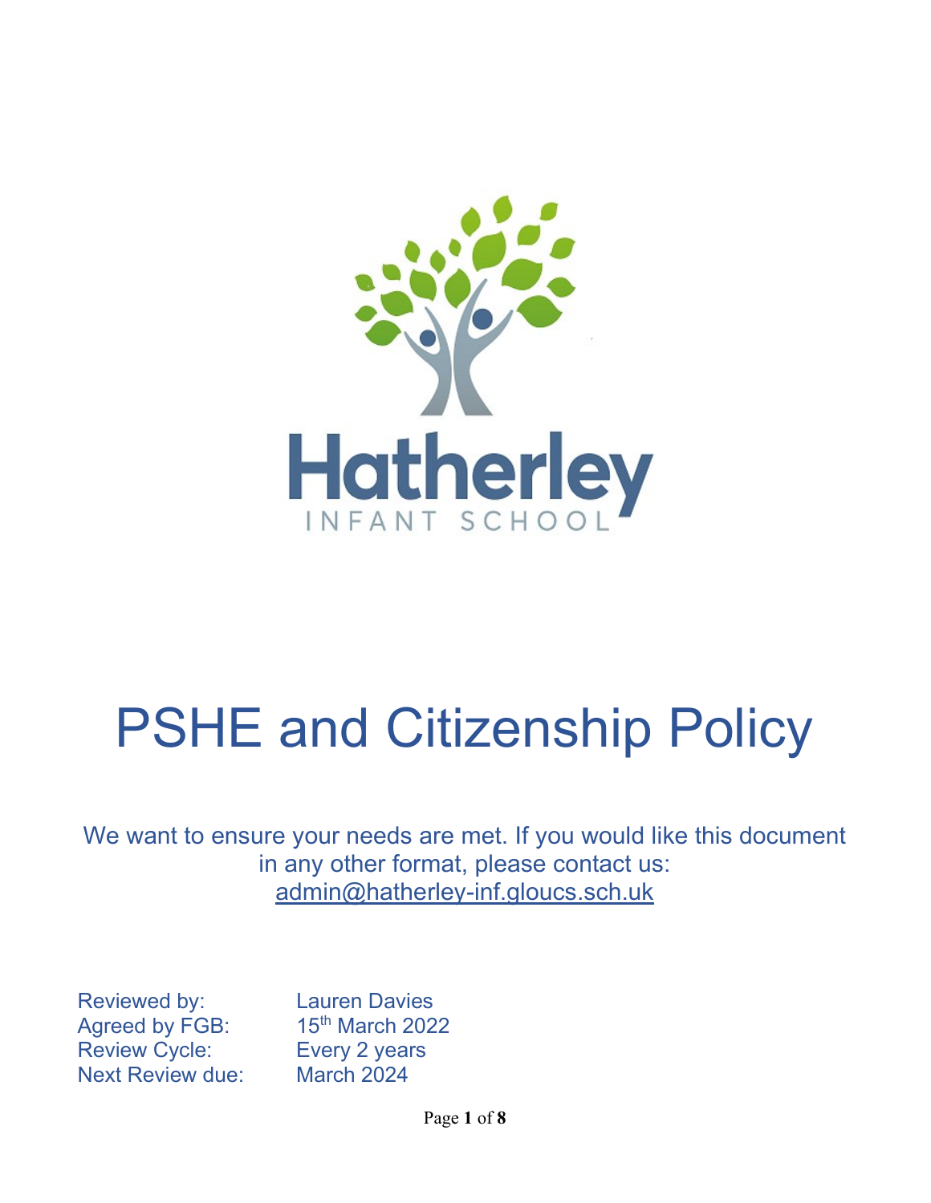Hatherley

INFANT SCHOOL

# PSHE and Citizenship Policy

We want to ensure your needs are met. If you would like this document in any other format, please contact us: admin@hatherley-inf.gloucs.sch.uk

| | |
|---|---|
| Reviewed by: | Lauren Davies |
| Agreed by FGB: | 15th March 2022 |
| Review Cycle: | Every 2 years |
| Next Review due: | March 2024 |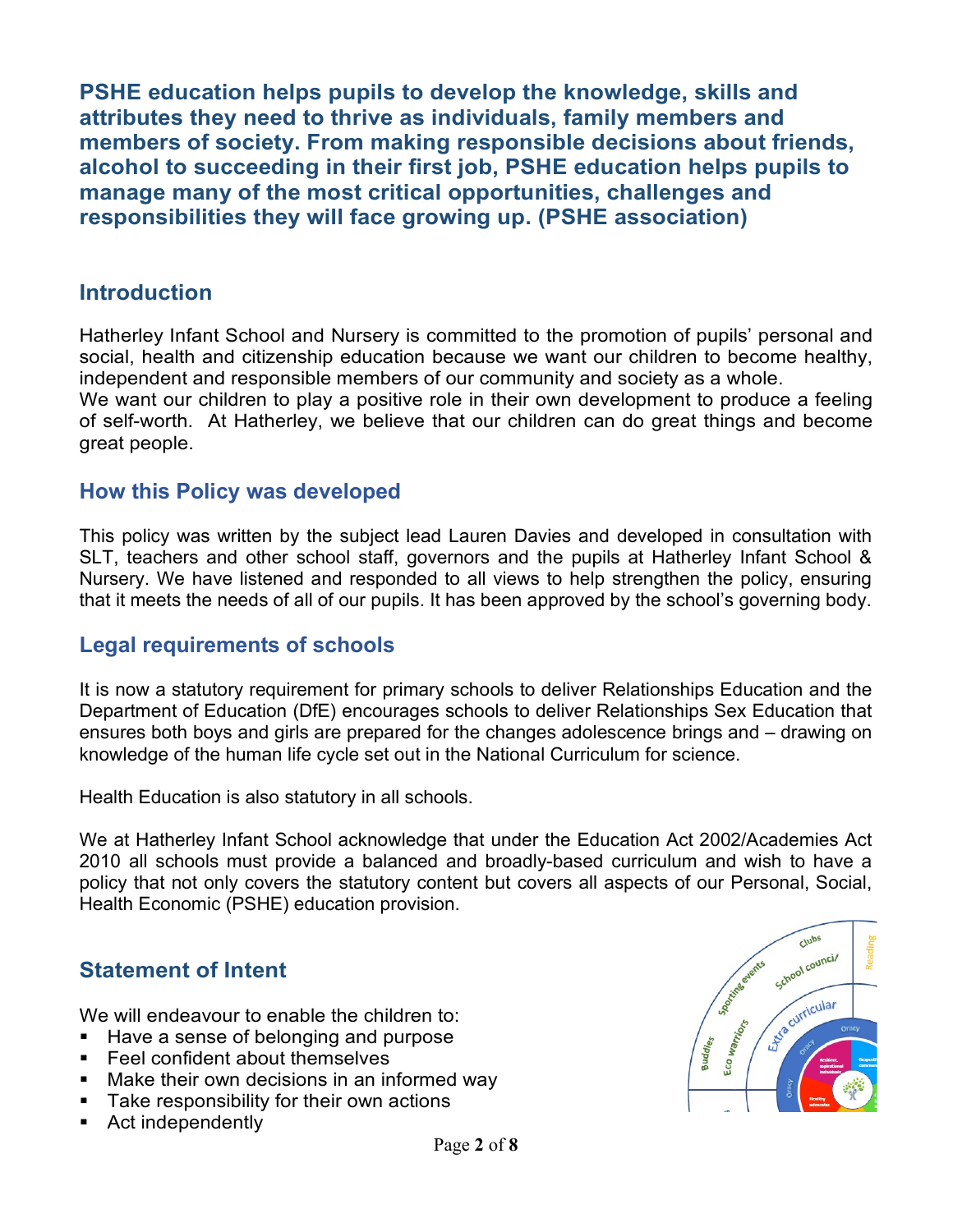**PSHE education helps pupils to develop the knowledge, skills and attributes they need to thrive as individuals, family members and members of society. From making responsible decisions about friends, alcohol to succeeding in their first job, PSHE education helps pupils to manage many of the most critical opportunities, challenges and responsibilities they will face growing up. (PSHE association)**

## Introduction

Hatherley Infant School and Nursery is committed to the promotion of pupils' personal and social, health and citizenship education because we want our children to become healthy, independent and responsible members of our community and society as a whole.
We want our children to play a positive role in their own development to produce a feeling of self-worth. At Hatherley, we believe that our children can do great things and become great people.

## How this Policy was developed

This policy was written by the subject lead Lauren Davies and developed in consultation with SLT, teachers and other school staff, governors and the pupils at Hatherley Infant School & Nursery. We have listened and responded to all views to help strengthen the policy, ensuring that it meets the needs of all of our pupils. It has been approved by the school's governing body.

## Legal requirements of schools

It is now a statutory requirement for primary schools to deliver Relationships Education and the Department of Education (DfE) encourages schools to deliver Relationships Sex Education that ensures both boys and girls are prepared for the changes adolescence brings and – drawing on knowledge of the human life cycle set out in the National Curriculum for science.

Health Education is also statutory in all schools.

We at Hatherley Infant School acknowledge that under the Education Act 2002/Academies Act 2010 all schools must provide a balanced and broadly-based curriculum and wish to have a policy that not only covers the statutory content but covers all aspects of our Personal, Social, Health Economic (PSHE) education provision.

## Statement of Intent

We will endeavour to enable the children to:

- Have a sense of belonging and purpose
- Feel confident about themselves
- Make their own decisions in an informed way
- Take responsibility for their own actions
- Act independently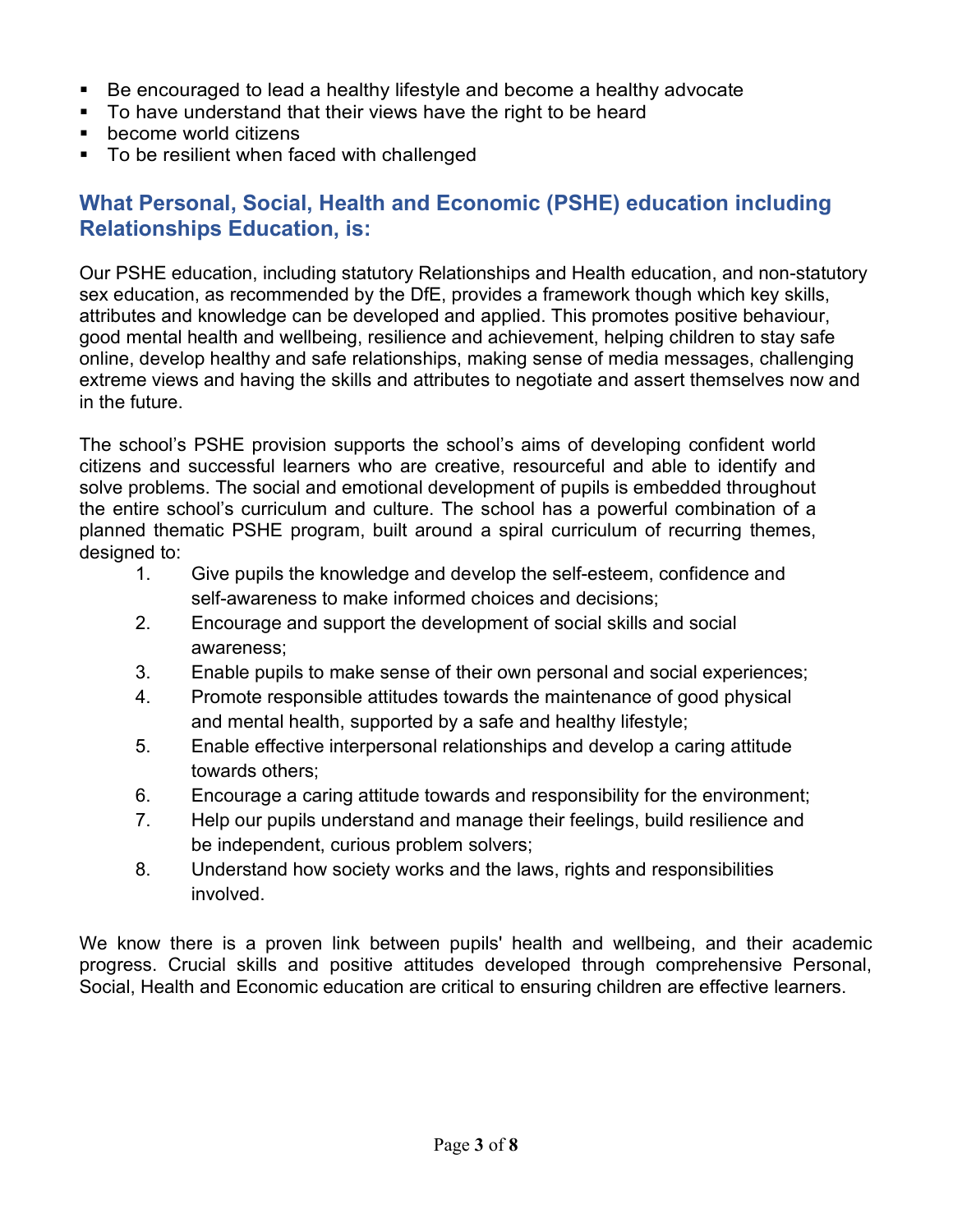- Be encouraged to lead a healthy lifestyle and become a healthy advocate
- To have understand that their views have the right to be heard
- become world citizens
- To be resilient when faced with challenged

## What Personal, Social, Health and Economic (PSHE) education including Relationships Education, is:

Our PSHE education, including statutory Relationships and Health education, and non-statutory sex education, as recommended by the DfE, provides a framework though which key skills, attributes and knowledge can be developed and applied. This promotes positive behaviour, good mental health and wellbeing, resilience and achievement, helping children to stay safe online, develop healthy and safe relationships, making sense of media messages, challenging extreme views and having the skills and attributes to negotiate and assert themselves now and in the future.

The school's PSHE provision supports the school's aims of developing confident world citizens and successful learners who are creative, resourceful and able to identify and solve problems. The social and emotional development of pupils is embedded throughout the entire school's curriculum and culture. The school has a powerful combination of a planned thematic PSHE program, built around a spiral curriculum of recurring themes, designed to:

1. Give pupils the knowledge and develop the self-esteem, confidence and self-awareness to make informed choices and decisions;
2. Encourage and support the development of social skills and social awareness;
3. Enable pupils to make sense of their own personal and social experiences;
4. Promote responsible attitudes towards the maintenance of good physical and mental health, supported by a safe and healthy lifestyle;
5. Enable effective interpersonal relationships and develop a caring attitude towards others;
6. Encourage a caring attitude towards and responsibility for the environment;
7. Help our pupils understand and manage their feelings, build resilience and be independent, curious problem solvers;
8. Understand how society works and the laws, rights and responsibilities involved.

We know there is a proven link between pupils' health and wellbeing, and their academic progress. Crucial skills and positive attitudes developed through comprehensive Personal, Social, Health and Economic education are critical to ensuring children are effective learners.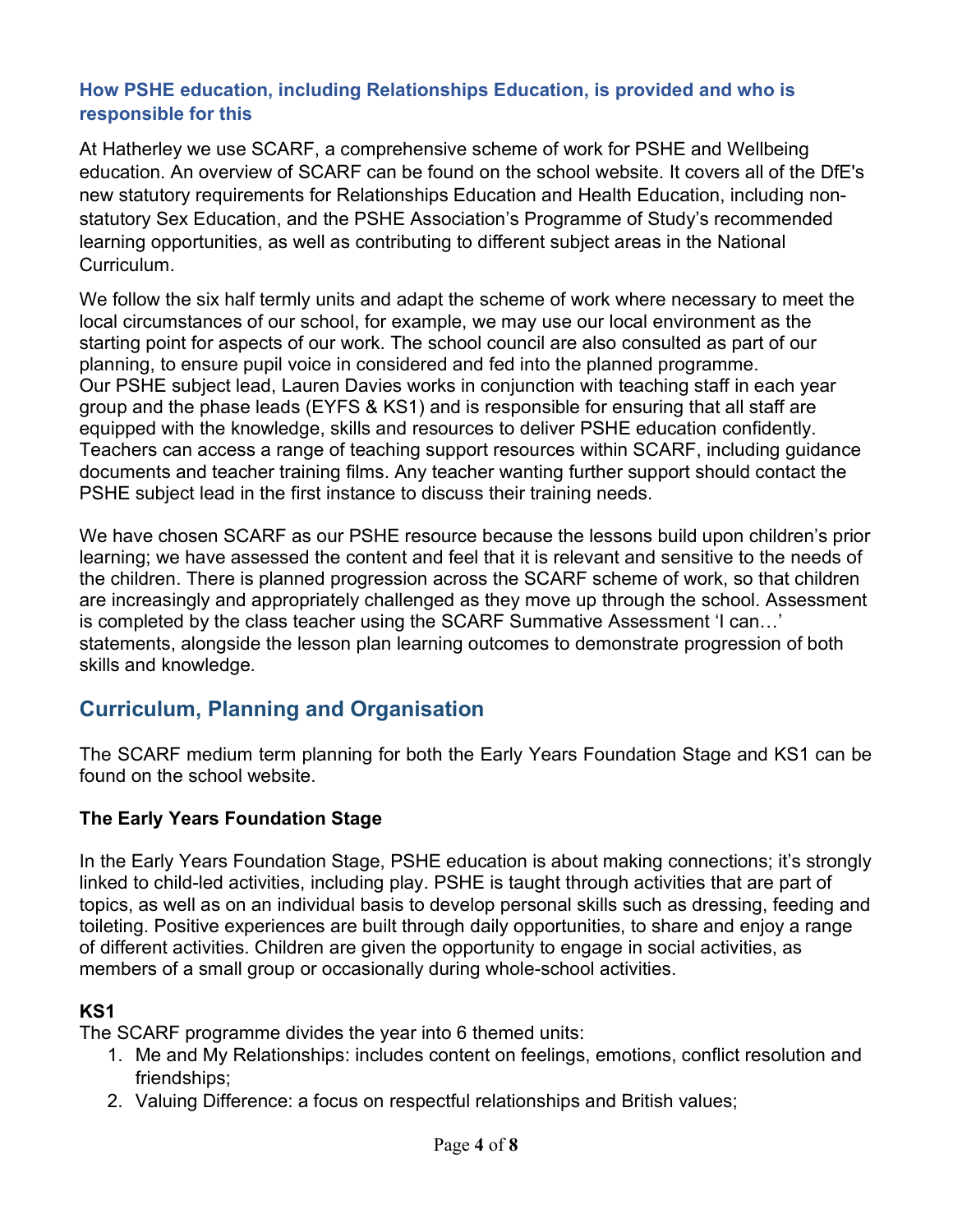### How PSHE education, including Relationships Education, is provided and who is responsible for this

At Hatherley we use SCARF, a comprehensive scheme of work for PSHE and Wellbeing education. An overview of SCARF can be found on the school website. It covers all of the DfE's new statutory requirements for Relationships Education and Health Education, including non-statutory Sex Education, and the PSHE Association's Programme of Study's recommended learning opportunities, as well as contributing to different subject areas in the National Curriculum.

We follow the six half termly units and adapt the scheme of work where necessary to meet the local circumstances of our school, for example, we may use our local environment as the starting point for aspects of our work. The school council are also consulted as part of our planning, to ensure pupil voice in considered and fed into the planned programme. Our PSHE subject lead, Lauren Davies works in conjunction with teaching staff in each year group and the phase leads (EYFS & KS1) and is responsible for ensuring that all staff are equipped with the knowledge, skills and resources to deliver PSHE education confidently. Teachers can access a range of teaching support resources within SCARF, including guidance documents and teacher training films. Any teacher wanting further support should contact the PSHE subject lead in the first instance to discuss their training needs.

We have chosen SCARF as our PSHE resource because the lessons build upon children's prior learning; we have assessed the content and feel that it is relevant and sensitive to the needs of the children. There is planned progression across the SCARF scheme of work, so that children are increasingly and appropriately challenged as they move up through the school. Assessment is completed by the class teacher using the SCARF Summative Assessment 'I can…' statements, alongside the lesson plan learning outcomes to demonstrate progression of both skills and knowledge*.*

## Curriculum, Planning and Organisation

The SCARF medium term planning for both the Early Years Foundation Stage and KS1 can be found on the school website.

### The Early Years Foundation Stage

In the Early Years Foundation Stage, PSHE education is about making connections; it's strongly linked to child-led activities, including play. PSHE is taught through activities that are part of topics, as well as on an individual basis to develop personal skills such as dressing, feeding and toileting. Positive experiences are built through daily opportunities, to share and enjoy a range of different activities. Children are given the opportunity to engage in social activities, as members of a small group or occasionally during whole-school activities.

### KS1

The SCARF programme divides the year into 6 themed units:

1. Me and My Relationships: includes content on feelings, emotions, conflict resolution and friendships;
2. Valuing Difference: a focus on respectful relationships and British values;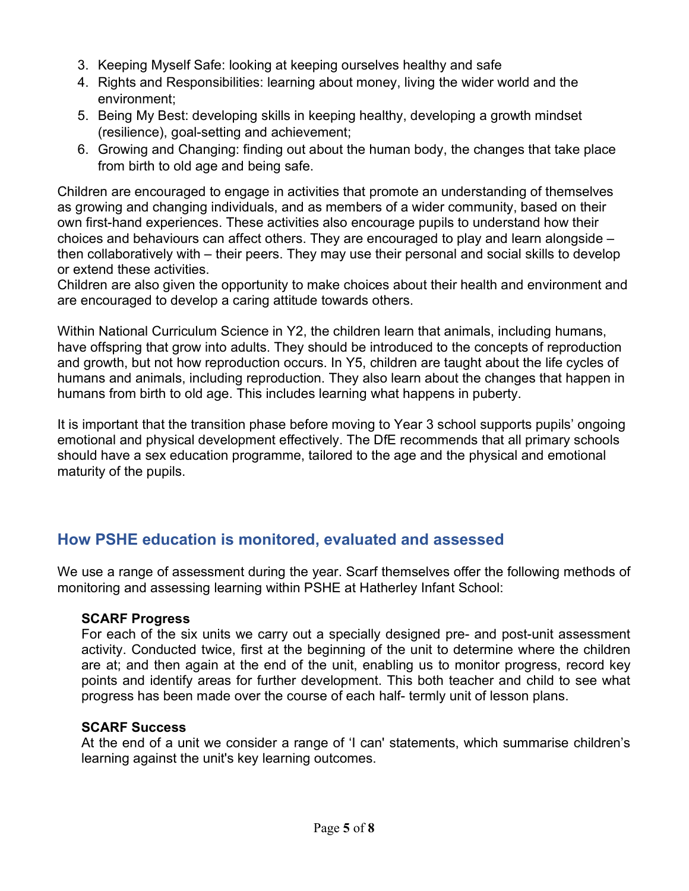3. Keeping Myself Safe: looking at keeping ourselves healthy and safe
4. Rights and Responsibilities: learning about money, living the wider world and the environment;
5. Being My Best: developing skills in keeping healthy, developing a growth mindset (resilience), goal-setting and achievement;
6. Growing and Changing: finding out about the human body, the changes that take place from birth to old age and being safe.

Children are encouraged to engage in activities that promote an understanding of themselves as growing and changing individuals, and as members of a wider community, based on their own first-hand experiences. These activities also encourage pupils to understand how their choices and behaviours can affect others. They are encouraged to play and learn alongside – then collaboratively with – their peers. They may use their personal and social skills to develop or extend these activities.
Children are also given the opportunity to make choices about their health and environment and are encouraged to develop a caring attitude towards others.

Within National Curriculum Science in Y2, the children learn that animals, including humans, have offspring that grow into adults. They should be introduced to the concepts of reproduction and growth, but not how reproduction occurs. In Y5, children are taught about the life cycles of humans and animals, including reproduction. They also learn about the changes that happen in humans from birth to old age. This includes learning what happens in puberty.

It is important that the transition phase before moving to Year 3 school supports pupils' ongoing emotional and physical development effectively. The DfE recommends that all primary schools should have a sex education programme, tailored to the age and the physical and emotional maturity of the pupils.

## How PSHE education is monitored, evaluated and assessed

We use a range of assessment during the year. Scarf themselves offer the following methods of monitoring and assessing learning within PSHE at Hatherley Infant School:

**SCARF Progress**
For each of the six units we carry out a specially designed pre- and post-unit assessment activity. Conducted twice, first at the beginning of the unit to determine where the children are at; and then again at the end of the unit, enabling us to monitor progress, record key points and identify areas for further development. This both teacher and child to see what progress has been made over the course of each half- termly unit of lesson plans.

**SCARF Success**
At the end of a unit we consider a range of 'I can' statements, which summarise children's learning against the unit's key learning outcomes.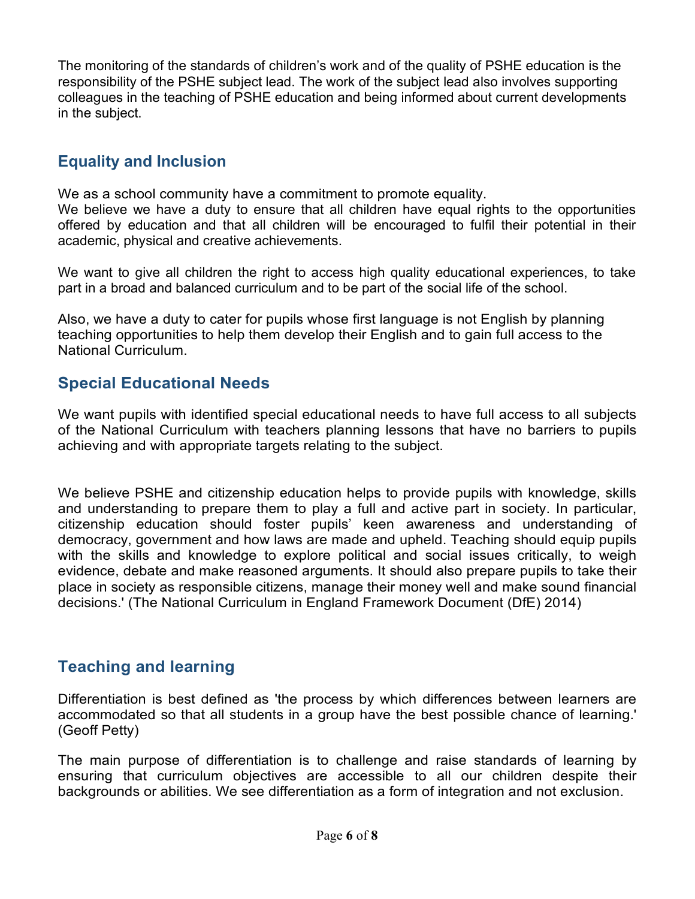The monitoring of the standards of children's work and of the quality of PSHE education is the responsibility of the PSHE subject lead. The work of the subject lead also involves supporting colleagues in the teaching of PSHE education and being informed about current developments in the subject.

## Equality and Inclusion

We as a school community have a commitment to promote equality.
We believe we have a duty to ensure that all children have equal rights to the opportunities offered by education and that all children will be encouraged to fulfil their potential in their academic, physical and creative achievements.

We want to give all children the right to access high quality educational experiences, to take part in a broad and balanced curriculum and to be part of the social life of the school.

Also, we have a duty to cater for pupils whose first language is not English by planning teaching opportunities to help them develop their English and to gain full access to the National Curriculum.

## Special Educational Needs

We want pupils with identified special educational needs to have full access to all subjects of the National Curriculum with teachers planning lessons that have no barriers to pupils achieving and with appropriate targets relating to the subject.

We believe PSHE and citizenship education helps to provide pupils with knowledge, skills and understanding to prepare them to play a full and active part in society. In particular, citizenship education should foster pupils' keen awareness and understanding of democracy, government and how laws are made and upheld. Teaching should equip pupils with the skills and knowledge to explore political and social issues critically, to weigh evidence, debate and make reasoned arguments. It should also prepare pupils to take their place in society as responsible citizens, manage their money well and make sound financial decisions.' (The National Curriculum in England Framework Document (DfE) 2014)

## Teaching and learning

Differentiation is best defined as 'the process by which differences between learners are accommodated so that all students in a group have the best possible chance of learning.' (Geoff Petty)

The main purpose of differentiation is to challenge and raise standards of learning by ensuring that curriculum objectives are accessible to all our children despite their backgrounds or abilities. We see differentiation as a form of integration and not exclusion.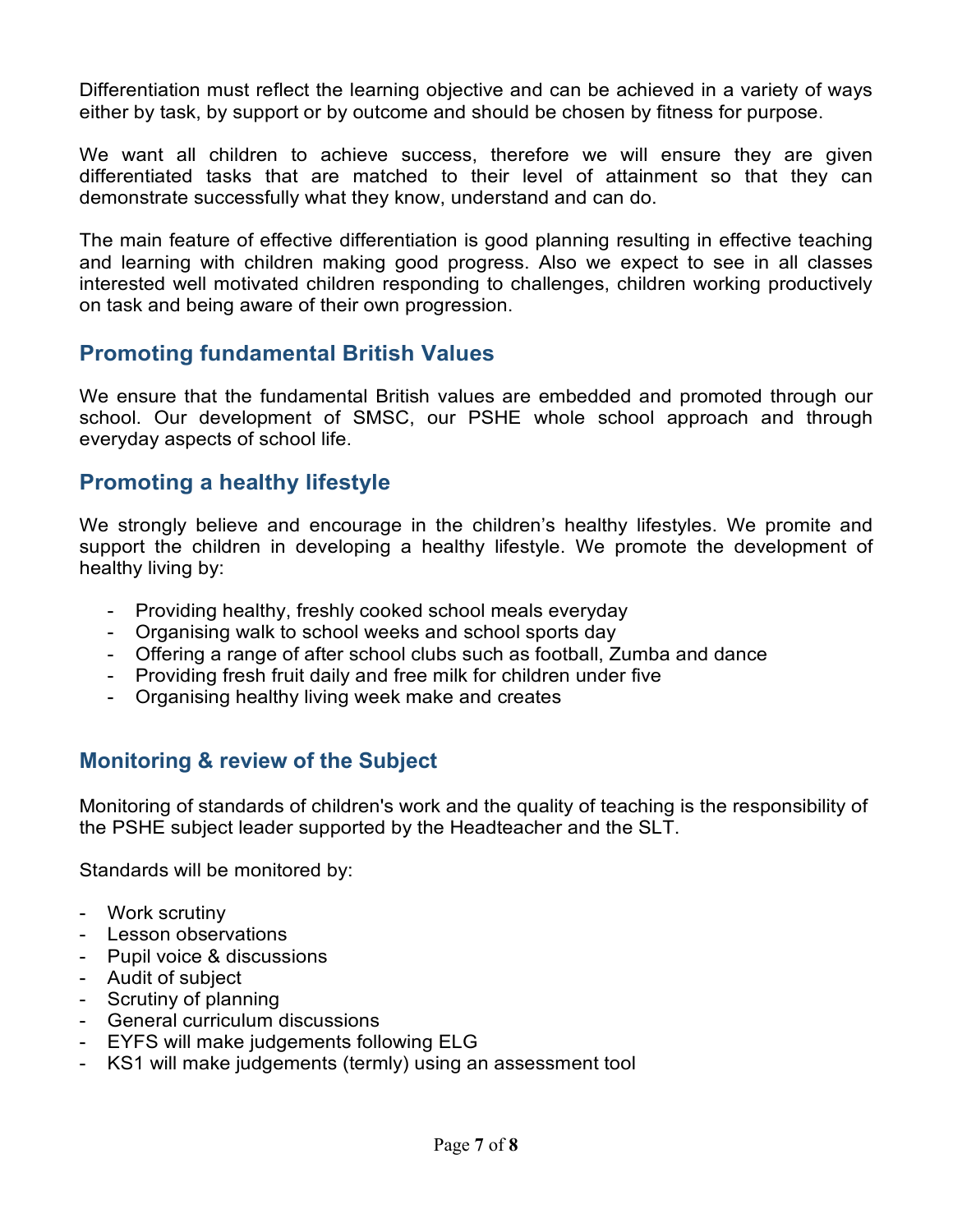Differentiation must reflect the learning objective and can be achieved in a variety of ways either by task, by support or by outcome and should be chosen by fitness for purpose.

We want all children to achieve success, therefore we will ensure they are given differentiated tasks that are matched to their level of attainment so that they can demonstrate successfully what they know, understand and can do.

The main feature of effective differentiation is good planning resulting in effective teaching and learning with children making good progress. Also we expect to see in all classes interested well motivated children responding to challenges, children working productively on task and being aware of their own progression.

## Promoting fundamental British Values

We ensure that the fundamental British values are embedded and promoted through our school. Our development of SMSC, our PSHE whole school approach and through everyday aspects of school life.

## Promoting a healthy lifestyle

We strongly believe and encourage in the children's healthy lifestyles. We promite and support the children in developing a healthy lifestyle. We promote the development of healthy living by:

- Providing healthy, freshly cooked school meals everyday
- Organising walk to school weeks and school sports day
- Offering a range of after school clubs such as football, Zumba and dance
- Providing fresh fruit daily and free milk for children under five
- Organising healthy living week make and creates

## Monitoring & review of the Subject

Monitoring of standards of children's work and the quality of teaching is the responsibility of the PSHE subject leader supported by the Headteacher and the SLT.

Standards will be monitored by:

- Work scrutiny
- Lesson observations
- Pupil voice & discussions
- Audit of subject
- Scrutiny of planning
- General curriculum discussions
- EYFS will make judgements following ELG
- KS1 will make judgements (termly) using an assessment tool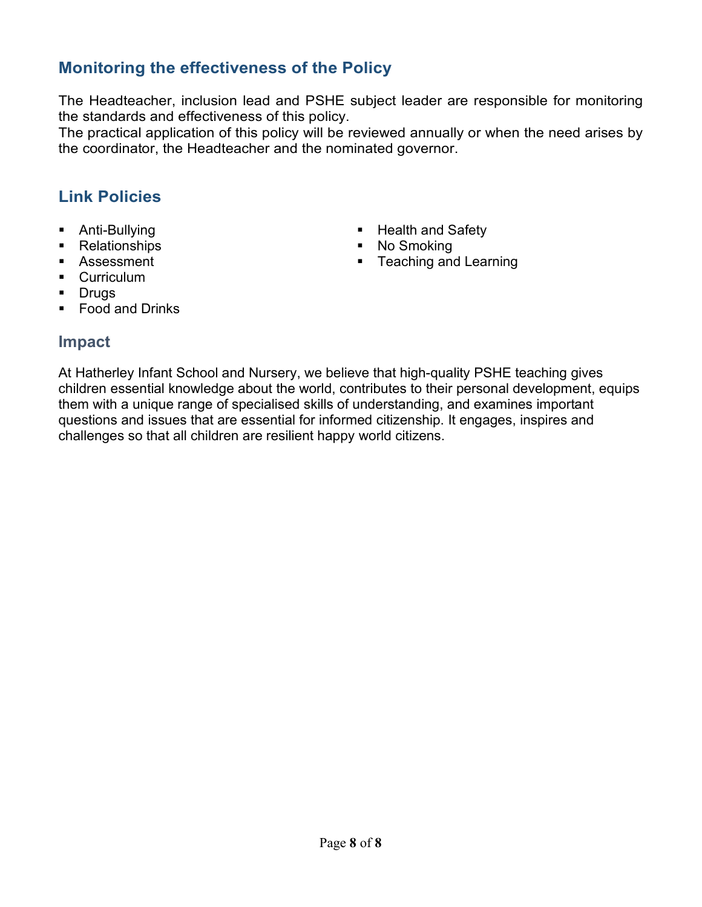## Monitoring the effectiveness of the Policy

The Headteacher, inclusion lead and PSHE subject leader are responsible for monitoring the standards and effectiveness of this policy.
The practical application of this policy will be reviewed annually or when the need arises by the coordinator, the Headteacher and the nominated governor.

## Link Policies

- Anti-Bullying
- Relationships
- Assessment
- Curriculum
- Drugs
- Food and Drinks
- Health and Safety
- No Smoking
- Teaching and Learning

## Impact

At Hatherley Infant School and Nursery, we believe that high-quality PSHE teaching gives children essential knowledge about the world, contributes to their personal development, equips them with a unique range of specialised skills of understanding, and examines important questions and issues that are essential for informed citizenship. It engages, inspires and challenges so that all children are resilient happy world citizens.